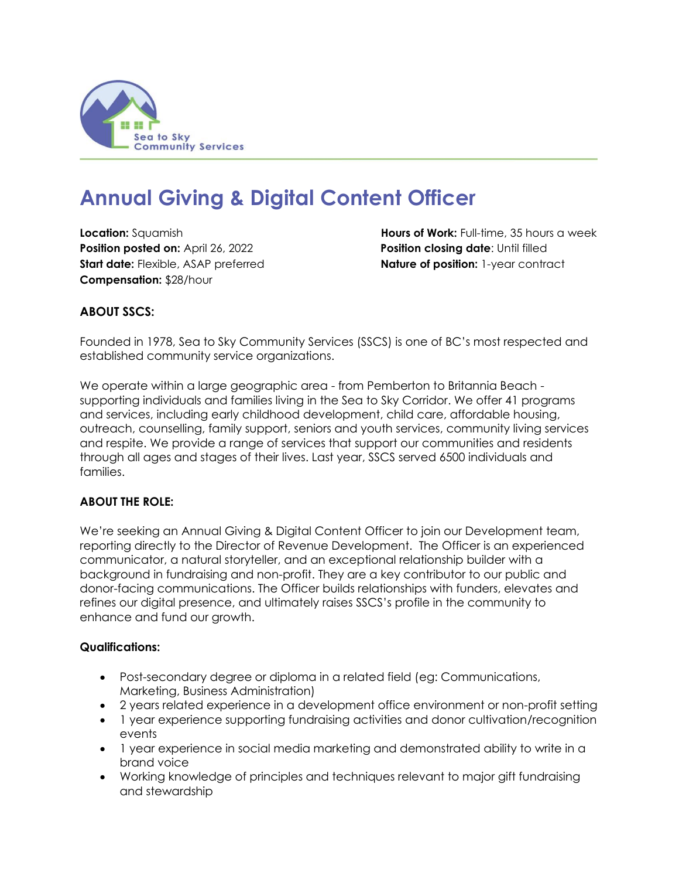Sea to Sky Community Services

# Annual Giving & Digital Content Officer

**Location:** Squamish
**Position posted on:** April 26, 2022
**Start date:** Flexible, ASAP preferred
**Compensation:** $28/hour

**Hours of Work:** Full-time, 35 hours a week
**Position closing date**: Until filled
**Nature of position:** 1-year contract

**ABOUT SSCS:**

Founded in 1978, Sea to Sky Community Services (SSCS) is one of BC's most respected and established community service organizations.

We operate within a large geographic area - from Pemberton to Britannia Beach - supporting individuals and families living in the Sea to Sky Corridor. We offer 41 programs and services, including early childhood development, child care, affordable housing, outreach, counselling, family support, seniors and youth services, community living services and respite. We provide a range of services that support our communities and residents through all ages and stages of their lives. Last year, SSCS served 6500 individuals and families.

**ABOUT THE ROLE:**

We're seeking an Annual Giving & Digital Content Officer to join our Development team, reporting directly to the Director of Revenue Development. The Officer is an experienced communicator, a natural storyteller, and an exceptional relationship builder with a background in fundraising and non-profit. They are a key contributor to our public and donor-facing communications. The Officer builds relationships with funders, elevates and refines our digital presence, and ultimately raises SSCS's profile in the community to enhance and fund our growth.

**Qualifications:**

- Post-secondary degree or diploma in a related field (eg: Communications, Marketing, Business Administration)
- 2 years related experience in a development office environment or non-profit setting
- 1 year experience supporting fundraising activities and donor cultivation/recognition events
- 1 year experience in social media marketing and demonstrated ability to write in a brand voice
- Working knowledge of principles and techniques relevant to major gift fundraising and stewardship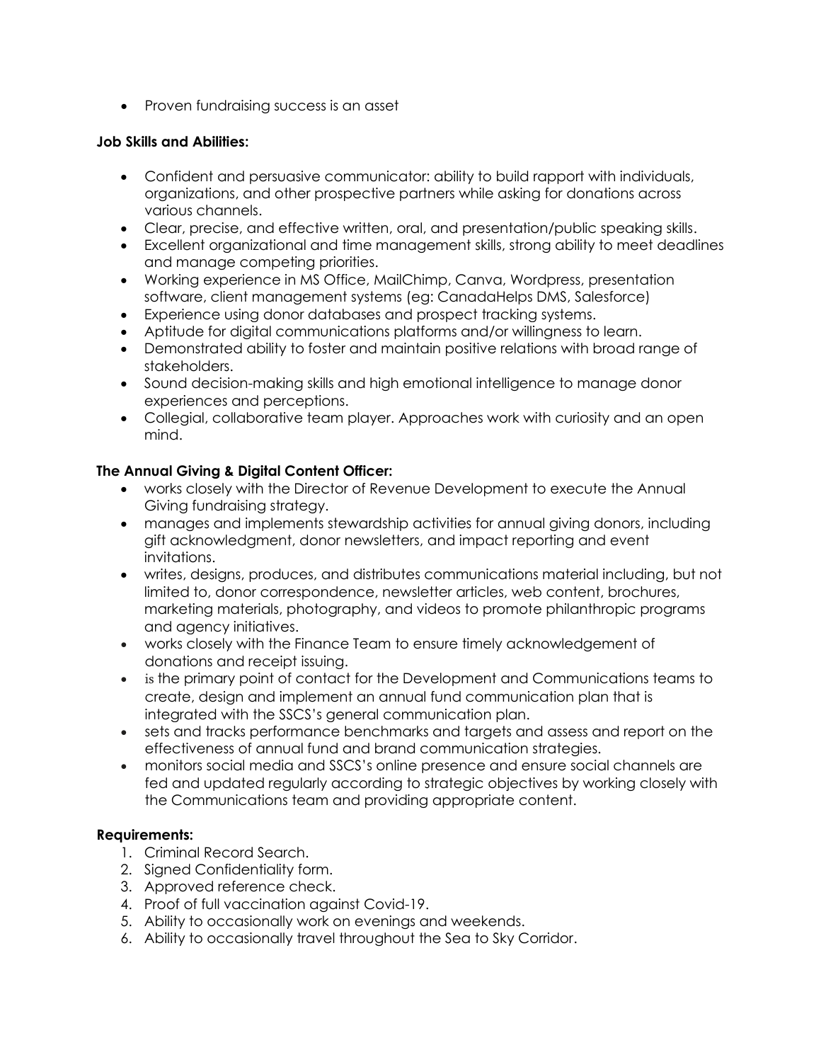- Proven fundraising success is an asset

**Job Skills and Abilities:**

- Confident and persuasive communicator: ability to build rapport with individuals, organizations, and other prospective partners while asking for donations across various channels.
- Clear, precise, and effective written, oral, and presentation/public speaking skills.
- Excellent organizational and time management skills, strong ability to meet deadlines and manage competing priorities.
- Working experience in MS Office, MailChimp, Canva, Wordpress, presentation software, client management systems (eg: CanadaHelps DMS, Salesforce)
- Experience using donor databases and prospect tracking systems.
- Aptitude for digital communications platforms and/or willingness to learn.
- Demonstrated ability to foster and maintain positive relations with broad range of stakeholders.
- Sound decision-making skills and high emotional intelligence to manage donor experiences and perceptions.
- Collegial, collaborative team player. Approaches work with curiosity and an open mind.

**The Annual Giving & Digital Content Officer:**

- works closely with the Director of Revenue Development to execute the Annual Giving fundraising strategy.
- manages and implements stewardship activities for annual giving donors, including gift acknowledgment, donor newsletters, and impact reporting and event invitations.
- writes, designs, produces, and distributes communications material including, but not limited to, donor correspondence, newsletter articles, web content, brochures, marketing materials, photography, and videos to promote philanthropic programs and agency initiatives.
- works closely with the Finance Team to ensure timely acknowledgement of donations and receipt issuing.
- is the primary point of contact for the Development and Communications teams to create, design and implement an annual fund communication plan that is integrated with the SSCS's general communication plan.
- sets and tracks performance benchmarks and targets and assess and report on the effectiveness of annual fund and brand communication strategies.
- monitors social media and SSCS's online presence and ensure social channels are fed and updated regularly according to strategic objectives by working closely with the Communications team and providing appropriate content.

**Requirements:**

1. Criminal Record Search.
2. Signed Confidentiality form.
3. Approved reference check.
4. Proof of full vaccination against Covid-19.
5. Ability to occasionally work on evenings and weekends.
6. Ability to occasionally travel throughout the Sea to Sky Corridor.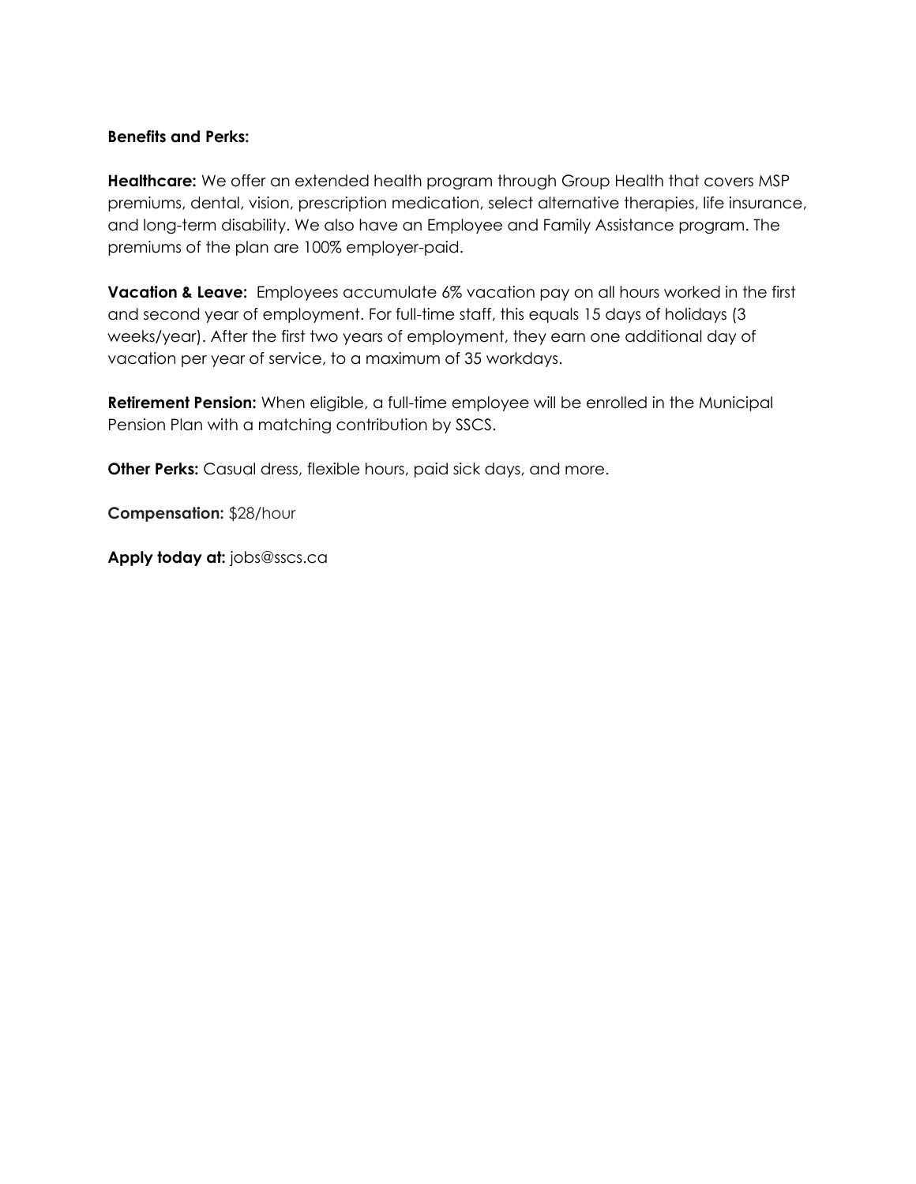**Benefits and Perks:**

**Healthcare:** We offer an extended health program through Group Health that covers MSP premiums, dental, vision, prescription medication, select alternative therapies, life insurance, and long-term disability. We also have an Employee and Family Assistance program. The premiums of the plan are 100% employer-paid.

**Vacation & Leave:** Employees accumulate 6% vacation pay on all hours worked in the first and second year of employment. For full-time staff, this equals 15 days of holidays (3 weeks/year). After the first two years of employment, they earn one additional day of vacation per year of service, to a maximum of 35 workdays.

**Retirement Pension:** When eligible, a full-time employee will be enrolled in the Municipal Pension Plan with a matching contribution by SSCS.

**Other Perks:** Casual dress, flexible hours, paid sick days, and more.

**Compensation:** $28/hour

**Apply today at:** jobs@sscs.ca